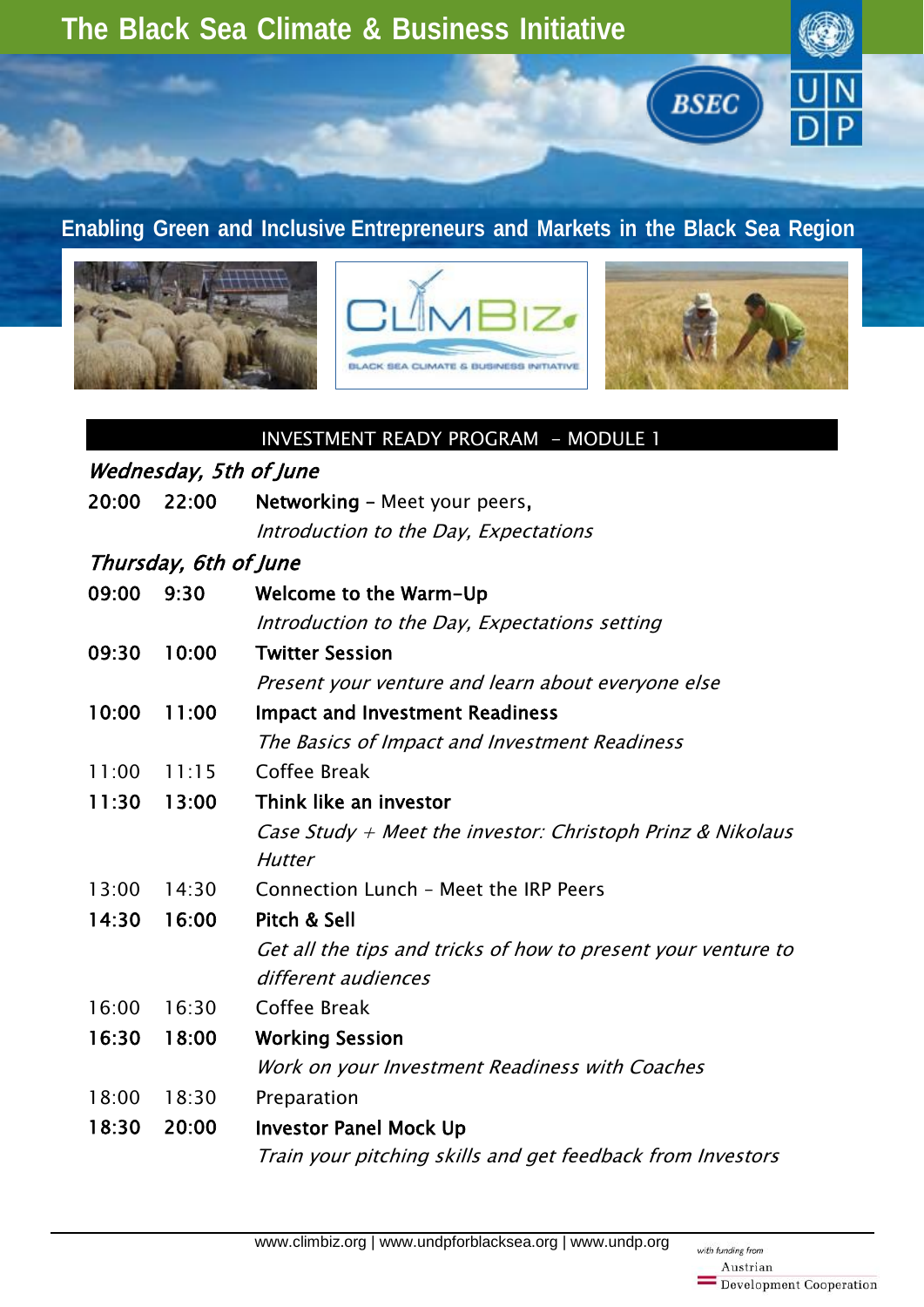# The Black Sea Climate & Business Initiative

## Enabling Green and Inclusive Entrepreneurs and Markets in the Black Sea Region

CLIMBIZ
BLACK SEA CLIMATE & BUSINESS INITIATIVE

### INVESTMENT READY PROGRAM - MODULE 1

*Wednesday, 5th of June*

| | | |
|---|---|---|
| **20:00** | **22:00** | **Networking** – Meet your peers, *Introduction to the Day, Expectations* |

*Thursday, 6th of June*

| | | |
|---|---|---|
| **09:00** | **9:30** | **Welcome to the Warm-Up** *Introduction to the Day, Expectations setting* |
| **09:30** | **10:00** | **Twitter Session** *Present your venture and learn about everyone else* |
| **10:00** | **11:00** | **Impact and Investment Readiness** *The Basics of Impact and Investment Readiness* |
| 11:00 | 11:15 | Coffee Break |
| **11:30** | **13:00** | **Think like an investor** *Case Study + Meet the investor: Christoph Prinz & Nikolaus Hutter* |
| 13:00 | 14:30 | Connection Lunch – Meet the IRP Peers |
| **14:30** | **16:00** | **Pitch & Sell** *Get all the tips and tricks of how to present your venture to different audiences* |
| 16:00 | 16:30 | Coffee Break |
| **16:30** | **18:00** | **Working Session** *Work on your Investment Readiness with Coaches* |
| 18:00 | 18:30 | Preparation |
| **18:30** | **20:00** | **Investor Panel Mock Up** *Train your pitching skills and get feedback from Investors* |

www.climbiz.org | www.undpforblacksea.org | www.undp.org

with funding from Austrian Development Cooperation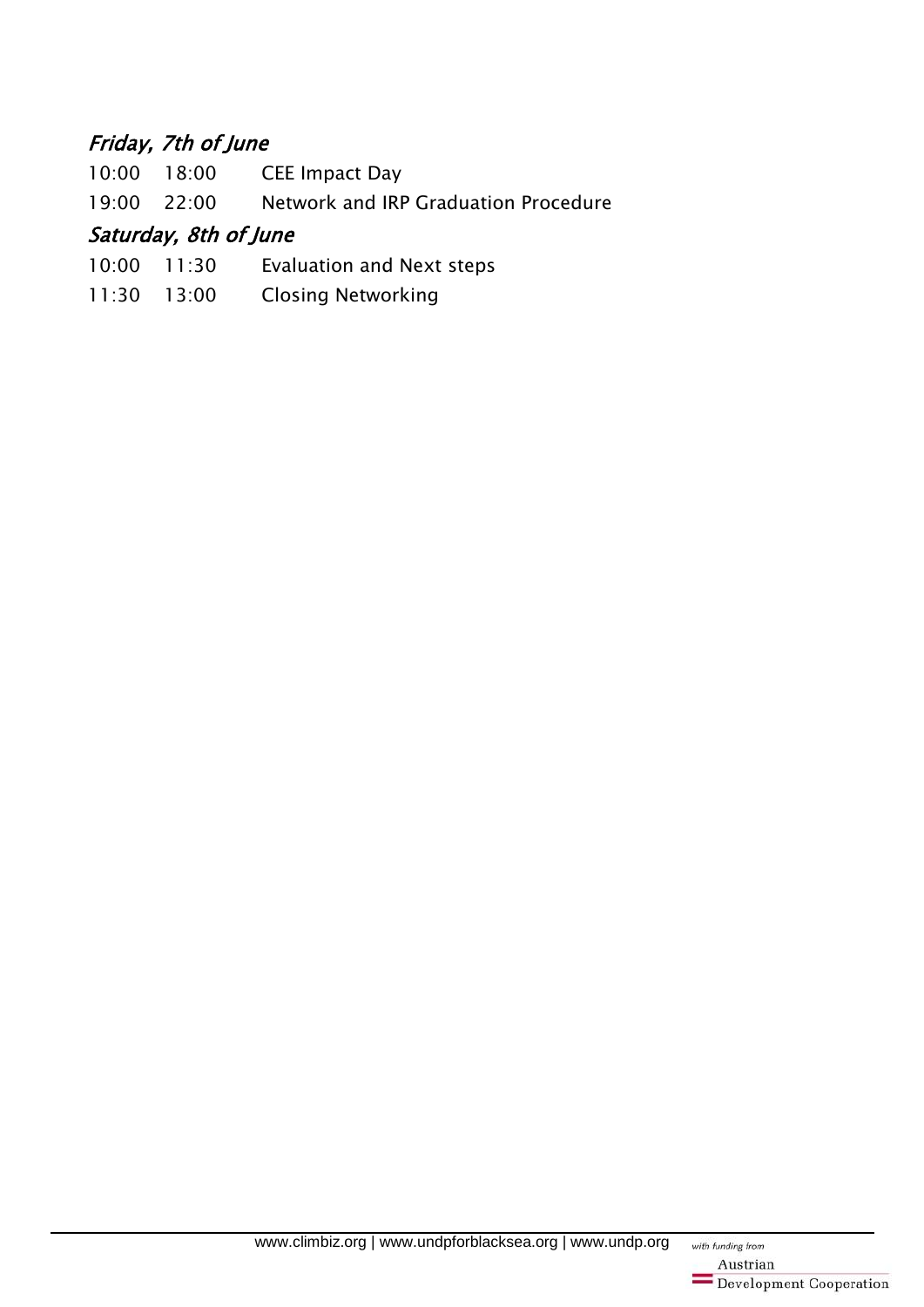### *Friday, 7th of June*

| | | |
|---|---|---|
| 10:00 | 18:00 | CEE Impact Day |
| 19:00 | 22:00 | Network and IRP Graduation Procedure |

### *Saturday, 8th of June*

| | | |
|---|---|---|
| 10:00 | 11:30 | Evaluation and Next steps |
| 11:30 | 13:00 | Closing Networking |